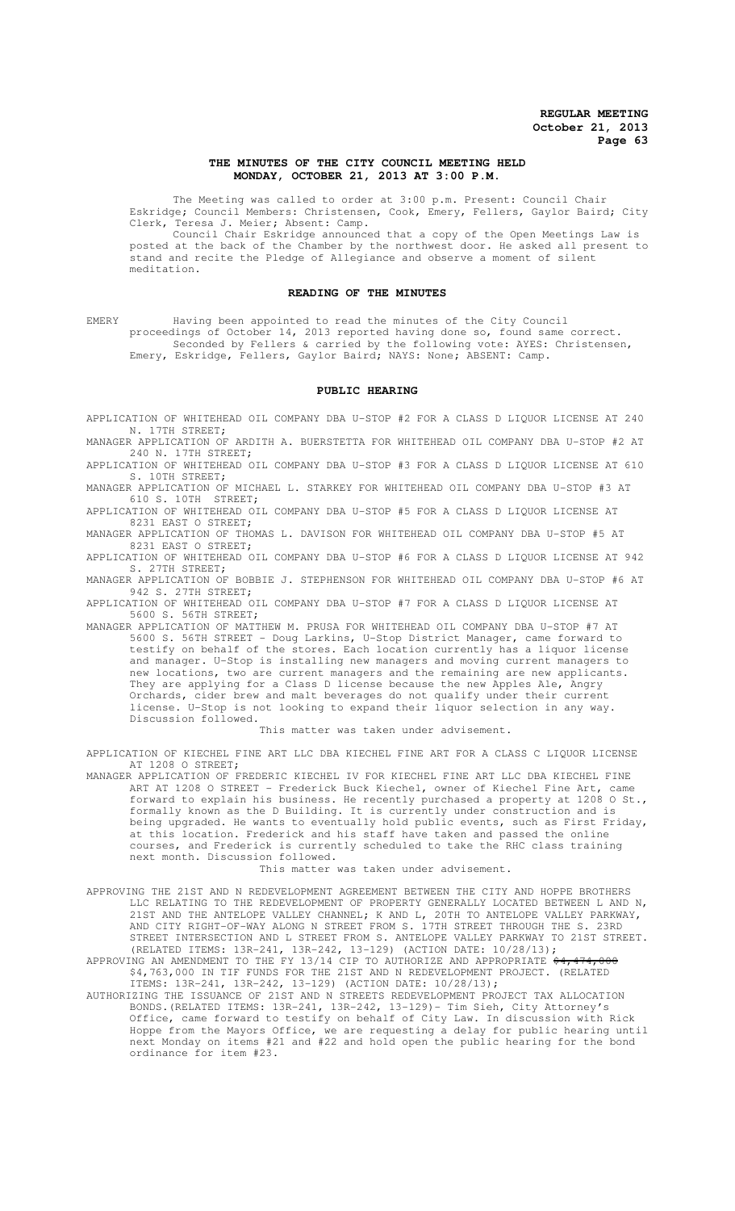# THE MINUTES OF THE CITY COUNCIL MEETING HELD MONDAY, OCTOBER 21, 2013 AT 3:00 P.M.

The Meeting was called to order at 3:00 p.m. Present: Council Chair Eskridge; Council Members: Christensen, Cook, Emery, Fellers, Gaylor Baird; City Clerk, Teresa J. Meier; Absent: Camp.

Council Chair Eskridge announced that a copy of the Open Meetings Law is posted at the back of the Chamber by the northwest door. He asked all present to stand and recite the Pledge of Allegiance and observe a moment of silent meditation.

## READING OF THE MINUTES

EMERY Having been appointed to read the minutes of the City Council proceedings of October 14, 2013 reported having done so, found same correct.

Seconded by Fellers & carried by the following vote: AYES: Christensen, Emery, Eskridge, Fellers, Gaylor Baird; NAYS: None; ABSENT: Camp.

## PUBLIC HEARING

APPLICATION OF WHITEHEAD OIL COMPANY DBA U-STOP #2 FOR A CLASS D LIQUOR LICENSE AT 240 N. 17TH STREET;

MANAGER APPLICATION OF ARDITH A. BUERSTETTA FOR WHITEHEAD OIL COMPANY DBA U-STOP #2 AT 240 N. 17TH STREET;

APPLICATION OF WHITEHEAD OIL COMPANY DBA U-STOP #3 FOR A CLASS D LIQUOR LICENSE AT 610 S. 10TH STREET;

MANAGER APPLICATION OF MICHAEL L. STARKEY FOR WHITEHEAD OIL COMPANY DBA U-STOP #3 AT 610 S. 10TH STREET;

APPLICATION OF WHITEHEAD OIL COMPANY DBA U-STOP #5 FOR A CLASS D LIQUOR LICENSE AT 8231 EAST O STREET;

MANAGER APPLICATION OF THOMAS L. DAVISON FOR WHITEHEAD OIL COMPANY DBA U-STOP #5 AT 8231 EAST O STREET;

APPLICATION OF WHITEHEAD OIL COMPANY DBA U-STOP #6 FOR A CLASS D LIQUOR LICENSE AT 942 S. 27TH STREET;

MANAGER APPLICATION OF BOBBIE J. STEPHENSON FOR WHITEHEAD OIL COMPANY DBA U-STOP #6 AT 942 S. 27TH STREET;

APPLICATION OF WHITEHEAD OIL COMPANY DBA U-STOP #7 FOR A CLASS D LIQUOR LICENSE AT 5600 S. 56TH STREET;

MANAGER APPLICATION OF MATTHEW M. PRUSA FOR WHITEHEAD OIL COMPANY DBA U-STOP #7 AT 5600 S. 56TH STREET - Doug Larkins, U-Stop District Manager, came forward to testify on behalf of the stores. Each location currently has a liquor license and manager. U-Stop is installing new managers and moving current managers to new locations, two are current managers and the remaining are new applicants. They are applying for a Class D license because the new Apples Ale, Angry Orchards, cider brew and malt beverages do not qualify under their current license. U-Stop is not looking to expand their liquor selection in any way. Discussion followed.

This matter was taken under advisement.

APPLICATION OF KIECHEL FINE ART LLC DBA KIECHEL FINE ART FOR A CLASS C LIQUOR LICENSE AT 1208 O STREET;

MANAGER APPLICATION OF FREDERIC KIECHEL IV FOR KIECHEL FINE ART LLC DBA KIECHEL FINE ART AT 1208 O STREET - Frederick Buck Kiechel, owner of Kiechel Fine Art, came forward to explain his business. He recently purchased a property at 1208 O St., formally known as the D Building. It is currently under construction and is being upgraded. He wants to eventually hold public events, such as First Friday, at this location. Frederick and his staff have taken and passed the online courses, and Frederick is currently scheduled to take the RHC class training next month. Discussion followed.

This matter was taken under advisement.

APPROVING THE 21ST AND N REDEVELOPMENT AGREEMENT BETWEEN THE CITY AND HOPPE BROTHERS LLC RELATING TO THE REDEVELOPMENT OF PROPERTY GENERALLY LOCATED BETWEEN L AND N, 21ST AND THE ANTELOPE VALLEY CHANNEL; K AND L, 20TH TO ANTELOPE VALLEY PARKWAY, AND CITY RIGHT-OF-WAY ALONG N STREET FROM S. 17TH STREET THROUGH THE S. 23RD STREET INTERSECTION AND L STREET FROM S. ANTELOPE VALLEY PARKWAY TO 21ST STREET. (RELATED ITEMS: 13R-241, 13R-242, 13-129) (ACTION DATE: 10/28/13);

APPROVING AN AMENDMENT TO THE FY 13/14 CIP TO AUTHORIZE AND APPROPRIATE ~~$4,474,000~~ $4,763,000 IN TIF FUNDS FOR THE 21ST AND N REDEVELOPMENT PROJECT. (RELATED ITEMS: 13R-241, 13R-242, 13-129) (ACTION DATE: 10/28/13);

AUTHORIZING THE ISSUANCE OF 21ST AND N STREETS REDEVELOPMENT PROJECT TAX ALLOCATION BONDS.(RELATED ITEMS: 13R-241, 13R-242, 13-129)- Tim Sieh, City Attorney's Office, came forward to testify on behalf of City Law. In discussion with Rick Hoppe from the Mayors Office, we are requesting a delay for public hearing until next Monday on items #21 and #22 and hold open the public hearing for the bond ordinance for item #23.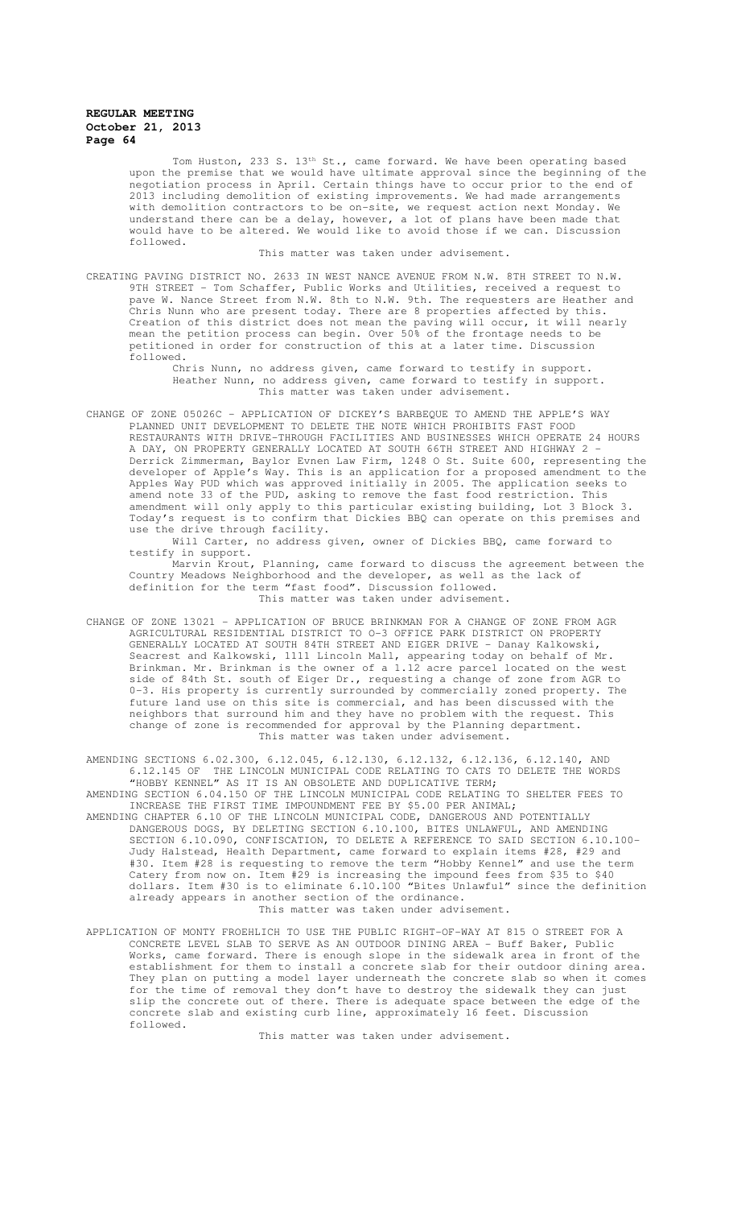Tom Huston, 233 S. 13th St., came forward. We have been operating based upon the premise that we would have ultimate approval since the beginning of the negotiation process in April. Certain things have to occur prior to the end of 2013 including demolition of existing improvements. We had made arrangements with demolition contractors to be on-site, we request action next Monday. We understand there can be a delay, however, a lot of plans have been made that would have to be altered. We would like to avoid those if we can. Discussion followed.

This matter was taken under advisement.

CREATING PAVING DISTRICT NO. 2633 IN WEST NANCE AVENUE FROM N.W. 8TH STREET TO N.W. 9TH STREET - Tom Schaffer, Public Works and Utilities, received a request to pave W. Nance Street from N.W. 8th to N.W. 9th. The requesters are Heather and Chris Nunn who are present today. There are 8 properties affected by this. Creation of this district does not mean the paving will occur, it will nearly mean the petition process can begin. Over 50% of the frontage needs to be petitioned in order for construction of this at a later time. Discussion followed.

Chris Nunn, no address given, came forward to testify in support.

Heather Nunn, no address given, came forward to testify in support.

This matter was taken under advisement.

CHANGE OF ZONE 05026C - APPLICATION OF DICKEY'S BARBEQUE TO AMEND THE APPLE'S WAY PLANNED UNIT DEVELOPMENT TO DELETE THE NOTE WHICH PROHIBITS FAST FOOD RESTAURANTS WITH DRIVE-THROUGH FACILITIES AND BUSINESSES WHICH OPERATE 24 HOURS A DAY, ON PROPERTY GENERALLY LOCATED AT SOUTH 66TH STREET AND HIGHWAY 2 - Derrick Zimmerman, Baylor Evnen Law Firm, 1248 O St. Suite 600, representing the developer of Apple's Way. This is an application for a proposed amendment to the Apples Way PUD which was approved initially in 2005. The application seeks to amend note 33 of the PUD, asking to remove the fast food restriction. This amendment will only apply to this particular existing building, Lot 3 Block 3. Today's request is to confirm that Dickies BBQ can operate on this premises and use the drive through facility.

Will Carter, no address given, owner of Dickies BBQ, came forward to testify in support.

Marvin Krout, Planning, came forward to discuss the agreement between the Country Meadows Neighborhood and the developer, as well as the lack of definition for the term "fast food". Discussion followed.

This matter was taken under advisement.

CHANGE OF ZONE 13021 - APPLICATION OF BRUCE BRINKMAN FOR A CHANGE OF ZONE FROM AGR AGRICULTURAL RESIDENTIAL DISTRICT TO O-3 OFFICE PARK DISTRICT ON PROPERTY GENERALLY LOCATED AT SOUTH 84TH STREET AND EIGER DRIVE - Danay Kalkowski, Seacrest and Kalkowski, 1111 Lincoln Mall, appearing today on behalf of Mr. Brinkman. Mr. Brinkman is the owner of a 1.12 acre parcel located on the west side of 84th St. south of Eiger Dr., requesting a change of zone from AGR to 0-3. His property is currently surrounded by commercially zoned property. The future land use on this site is commercial, and has been discussed with the neighbors that surround him and they have no problem with the request. This change of zone is recommended for approval by the Planning department.

This matter was taken under advisement.

AMENDING SECTIONS 6.02.300, 6.12.045, 6.12.130, 6.12.132, 6.12.136, 6.12.140, AND 6.12.145 OF THE LINCOLN MUNICIPAL CODE RELATING TO CATS TO DELETE THE WORDS "HOBBY KENNEL" AS IT IS AN OBSOLETE AND DUPLICATIVE TERM;

AMENDING SECTION 6.04.150 OF THE LINCOLN MUNICIPAL CODE RELATING TO SHELTER FEES TO INCREASE THE FIRST TIME IMPOUNDMENT FEE BY $5.00 PER ANIMAL;

AMENDING CHAPTER 6.10 OF THE LINCOLN MUNICIPAL CODE, DANGEROUS AND POTENTIALLY DANGEROUS DOGS, BY DELETING SECTION 6.10.100, BITES UNLAWFUL, AND AMENDING SECTION 6.10.090, CONFISCATION, TO DELETE A REFERENCE TO SAID SECTION 6.10.100- Judy Halstead, Health Department, came forward to explain items #28, #29 and #30. Item #28 is requesting to remove the term "Hobby Kennel" and use the term Catery from now on. Item #29 is increasing the impound fees from $35 to $40 dollars. Item #30 is to eliminate 6.10.100 "Bites Unlawful" since the definition already appears in another section of the ordinance.

This matter was taken under advisement.

APPLICATION OF MONTY FROEHLICH TO USE THE PUBLIC RIGHT-OF-WAY AT 815 O STREET FOR A CONCRETE LEVEL SLAB TO SERVE AS AN OUTDOOR DINING AREA - Buff Baker, Public Works, came forward. There is enough slope in the sidewalk area in front of the establishment for them to install a concrete slab for their outdoor dining area. They plan on putting a model layer underneath the concrete slab so when it comes for the time of removal they don't have to destroy the sidewalk they can just slip the concrete out of there. There is adequate space between the edge of the concrete slab and existing curb line, approximately 16 feet. Discussion followed.

This matter was taken under advisement.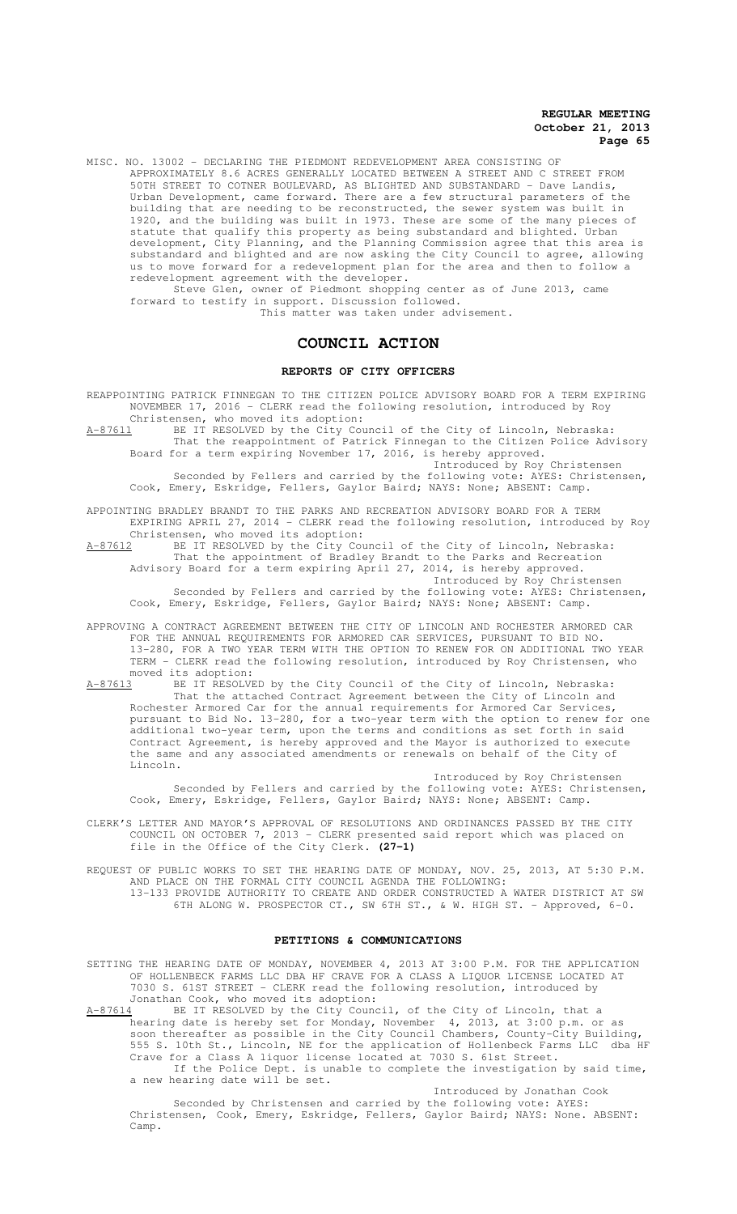MISC. NO. 13002 - DECLARING THE PIEDMONT REDEVELOPMENT AREA CONSISTING OF APPROXIMATELY 8.6 ACRES GENERALLY LOCATED BETWEEN A STREET AND C STREET FROM 50TH STREET TO COTNER BOULEVARD, AS BLIGHTED AND SUBSTANDARD - Dave Landis, Urban Development, came forward. There are a few structural parameters of the building that are needing to be reconstructed, the sewer system was built in 1920, and the building was built in 1973. These are some of the many pieces of statute that qualify this property as being substandard and blighted. Urban development, City Planning, and the Planning Commission agree that this area is substandard and blighted and are now asking the City Council to agree, allowing us to move forward for a redevelopment plan for the area and then to follow a redevelopment agreement with the developer.

Steve Glen, owner of Piedmont shopping center as of June 2013, came forward to testify in support. Discussion followed.

This matter was taken under advisement.

# COUNCIL ACTION

## REPORTS OF CITY OFFICERS

REAPPOINTING PATRICK FINNEGAN TO THE CITIZEN POLICE ADVISORY BOARD FOR A TERM EXPIRING NOVEMBER 17, 2016 - CLERK read the following resolution, introduced by Roy Christensen, who moved its adoption:

A-87611 BE IT RESOLVED by the City Council of the City of Lincoln, Nebraska:

That the reappointment of Patrick Finnegan to the Citizen Police Advisory Board for a term expiring November 17, 2016, is hereby approved.

Introduced by Roy Christensen

Seconded by Fellers and carried by the following vote: AYES: Christensen, Cook, Emery, Eskridge, Fellers, Gaylor Baird; NAYS: None; ABSENT: Camp.

APPOINTING BRADLEY BRANDT TO THE PARKS AND RECREATION ADVISORY BOARD FOR A TERM EXPIRING APRIL 27, 2014 - CLERK read the following resolution, introduced by Roy Christensen, who moved its adoption:

A-87612 BE IT RESOLVED by the City Council of the City of Lincoln, Nebraska:

That the appointment of Bradley Brandt to the Parks and Recreation Advisory Board for a term expiring April 27, 2014, is hereby approved.

Introduced by Roy Christensen

Seconded by Fellers and carried by the following vote: AYES: Christensen, Cook, Emery, Eskridge, Fellers, Gaylor Baird; NAYS: None; ABSENT: Camp.

APPROVING A CONTRACT AGREEMENT BETWEEN THE CITY OF LINCOLN AND ROCHESTER ARMORED CAR FOR THE ANNUAL REQUIREMENTS FOR ARMORED CAR SERVICES, PURSUANT TO BID NO. 13-280, FOR A TWO YEAR TERM WITH THE OPTION TO RENEW FOR ON ADDITIONAL TWO YEAR TERM - CLERK read the following resolution, introduced by Roy Christensen, who moved its adoption:

A-87613 BE IT RESOLVED by the City Council of the City of Lincoln, Nebraska:

That the attached Contract Agreement between the City of Lincoln and Rochester Armored Car for the annual requirements for Armored Car Services, pursuant to Bid No. 13-280, for a two-year term with the option to renew for one additional two-year term, upon the terms and conditions as set forth in said Contract Agreement, is hereby approved and the Mayor is authorized to execute the same and any associated amendments or renewals on behalf of the City of Lincoln.

Introduced by Roy Christensen

Seconded by Fellers and carried by the following vote: AYES: Christensen, Cook, Emery, Eskridge, Fellers, Gaylor Baird; NAYS: None; ABSENT: Camp.

CLERK'S LETTER AND MAYOR'S APPROVAL OF RESOLUTIONS AND ORDINANCES PASSED BY THE CITY COUNCIL ON OCTOBER 7, 2013 - CLERK presented said report which was placed on file in the Office of the City Clerk. **(27-1)**

REQUEST OF PUBLIC WORKS TO SET THE HEARING DATE OF MONDAY, NOV. 25, 2013, AT 5:30 P.M. AND PLACE ON THE FORMAL CITY COUNCIL AGENDA THE FOLLOWING:

13-133 PROVIDE AUTHORITY TO CREATE AND ORDER CONSTRUCTED A WATER DISTRICT AT SW 6TH ALONG W. PROSPECTOR CT., SW 6TH ST., & W. HIGH ST. - Approved, 6-0.

## PETITIONS & COMMUNICATIONS

SETTING THE HEARING DATE OF MONDAY, NOVEMBER 4, 2013 AT 3:00 P.M. FOR THE APPLICATION OF HOLLENBECK FARMS LLC DBA HF CRAVE FOR A CLASS A LIQUOR LICENSE LOCATED AT 7030 S. 61ST STREET - CLERK read the following resolution, introduced by Jonathan Cook, who moved its adoption:

A-87614 BE IT RESOLVED by the City Council, of the City of Lincoln, that a hearing date is hereby set for Monday, November 4, 2013, at 3:00 p.m. or as soon thereafter as possible in the City Council Chambers, County-City Building, 555 S. 10th St., Lincoln, NE for the application of Hollenbeck Farms LLC dba HF Crave for a Class A liquor license located at 7030 S. 61st Street.

If the Police Dept. is unable to complete the investigation by said time, a new hearing date will be set.

Introduced by Jonathan Cook

Seconded by Christensen and carried by the following vote: AYES: Christensen, Cook, Emery, Eskridge, Fellers, Gaylor Baird; NAYS: None. ABSENT: Camp.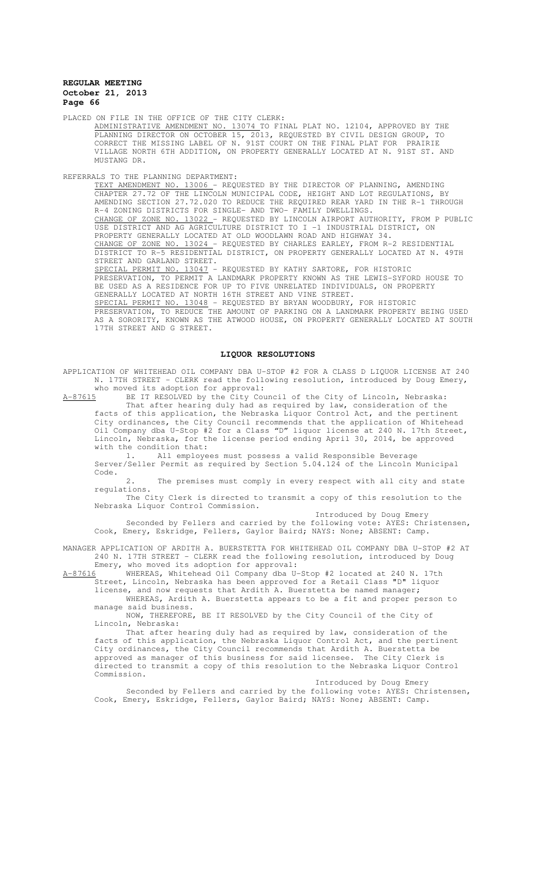PLACED ON FILE IN THE OFFICE OF THE CITY CLERK:

ADMINISTRATIVE AMENDMENT NO. 13074 TO FINAL PLAT NO. 12104, APPROVED BY THE PLANNING DIRECTOR ON OCTOBER 15, 2013, REQUESTED BY CIVIL DESIGN GROUP, TO CORRECT THE MISSING LABEL OF N. 91ST COURT ON THE FINAL PLAT FOR PRAIRIE VILLAGE NORTH 6TH ADDITION, ON PROPERTY GENERALLY LOCATED AT N. 91ST ST. AND MUSTANG DR.

REFERRALS TO THE PLANNING DEPARTMENT:

TEXT AMENDMENT NO. 13006 - REQUESTED BY THE DIRECTOR OF PLANNING, AMENDING CHAPTER 27.72 OF THE LINCOLN MUNICIPAL CODE, HEIGHT AND LOT REGULATIONS, BY AMENDING SECTION 27.72.020 TO REDUCE THE REQUIRED REAR YARD IN THE R-1 THROUGH R-4 ZONING DISTRICTS FOR SINGLE- AND TWO- FAMILY DWELLINGS.

CHANGE OF ZONE NO. 13022 - REQUESTED BY LINCOLN AIRPORT AUTHORITY, FROM P PUBLIC USE DISTRICT AND AG AGRICULTURE DISTRICT TO I -1 INDUSTRIAL DISTRICT, ON PROPERTY GENERALLY LOCATED AT OLD WOODLAWN ROAD AND HIGHWAY 34.

CHANGE OF ZONE NO. 13024 - REQUESTED BY CHARLES EARLEY, FROM R-2 RESIDENTIAL DISTRICT TO R-5 RESIDENTIAL DISTRICT, ON PROPERTY GENERALLY LOCATED AT N. 49TH STREET AND GARLAND STREET.

SPECIAL PERMIT NO. 13047 - REQUESTED BY KATHY SARTORE, FOR HISTORIC PRESERVATION, TO PERMIT A LANDMARK PROPERTY KNOWN AS THE LEWIS-SYFORD HOUSE TO BE USED AS A RESIDENCE FOR UP TO FIVE UNRELATED INDIVIDUALS, ON PROPERTY GENERALLY LOCATED AT NORTH 16TH STREET AND VINE STREET.

SPECIAL PERMIT NO. 13048 - REQUESTED BY BRYAN WOODBURY, FOR HISTORIC PRESERVATION, TO REDUCE THE AMOUNT OF PARKING ON A LANDMARK PROPERTY BEING USED AS A SORORITY, KNOWN AS THE ATWOOD HOUSE, ON PROPERTY GENERALLY LOCATED AT SOUTH 17TH STREET AND G STREET.

## LIQUOR RESOLUTIONS

APPLICATION OF WHITEHEAD OIL COMPANY DBA U-STOP #2 FOR A CLASS D LIQUOR LICENSE AT 240 N. 17TH STREET - CLERK read the following resolution, introduced by Doug Emery, who moved its adoption for approval:

A-87615 BE IT RESOLVED by the City Council of the City of Lincoln, Nebraska:

That after hearing duly had as required by law, consideration of the facts of this application, the Nebraska Liquor Control Act, and the pertinent City ordinances, the City Council recommends that the application of Whitehead Oil Company dba U-Stop #2 for a Class "D" liquor license at 240 N. 17th Street, Lincoln, Nebraska, for the license period ending April 30, 2014, be approved with the condition that:

1. All employees must possess a valid Responsible Beverage Server/Seller Permit as required by Section 5.04.124 of the Lincoln Municipal Code.

2. The premises must comply in every respect with all city and state regulations.

The City Clerk is directed to transmit a copy of this resolution to the Nebraska Liquor Control Commission.

Introduced by Doug Emery

Seconded by Fellers and carried by the following vote: AYES: Christensen, Cook, Emery, Eskridge, Fellers, Gaylor Baird; NAYS: None; ABSENT: Camp.

MANAGER APPLICATION OF ARDITH A. BUERSTETTA FOR WHITEHEAD OIL COMPANY DBA U-STOP #2 AT 240 N. 17TH STREET - CLERK read the following resolution, introduced by Doug Emery, who moved its adoption for approval:

A-87616 WHEREAS, Whitehead Oil Company dba U-Stop #2 located at 240 N. 17th Street, Lincoln, Nebraska has been approved for a Retail Class "D" liquor license, and now requests that Ardith A. Buerstetta be named manager;

WHEREAS, Ardith A. Buerstetta appears to be a fit and proper person to manage said business.

NOW, THEREFORE, BE IT RESOLVED by the City Council of the City of Lincoln, Nebraska:

That after hearing duly had as required by law, consideration of the facts of this application, the Nebraska Liquor Control Act, and the pertinent City ordinances, the City Council recommends that Ardith A. Buerstetta be approved as manager of this business for said licensee. The City Clerk is directed to transmit a copy of this resolution to the Nebraska Liquor Control Commission.

Introduced by Doug Emery

Seconded by Fellers and carried by the following vote: AYES: Christensen, Cook, Emery, Eskridge, Fellers, Gaylor Baird; NAYS: None; ABSENT: Camp.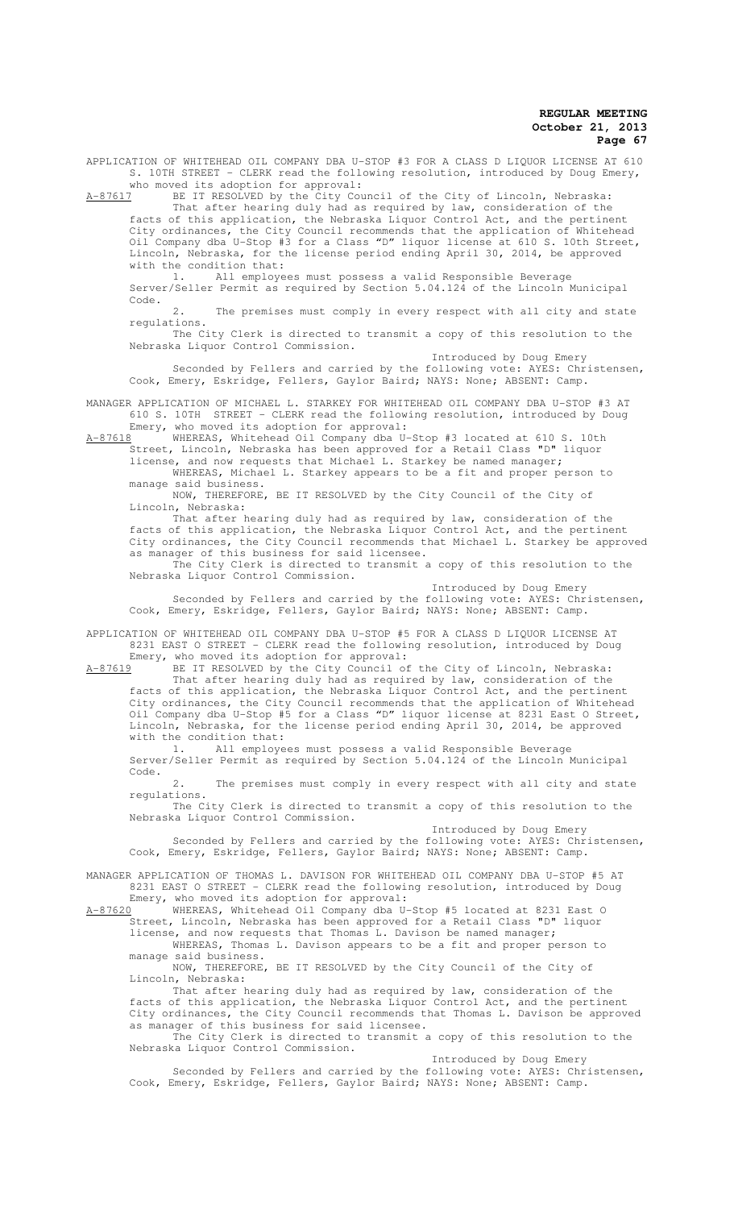APPLICATION OF WHITEHEAD OIL COMPANY DBA U-STOP #3 FOR A CLASS D LIQUOR LICENSE AT 610 S. 10TH STREET - CLERK read the following resolution, introduced by Doug Emery, who moved its adoption for approval:

A-87617 BE IT RESOLVED by the City Council of the City of Lincoln, Nebraska:

That after hearing duly had as required by law, consideration of the facts of this application, the Nebraska Liquor Control Act, and the pertinent City ordinances, the City Council recommends that the application of Whitehead Oil Company dba U-Stop #3 for a Class "D" liquor license at 610 S. 10th Street, Lincoln, Nebraska, for the license period ending April 30, 2014, be approved with the condition that:

1. All employees must possess a valid Responsible Beverage Server/Seller Permit as required by Section 5.04.124 of the Lincoln Municipal Code.

2. The premises must comply in every respect with all city and state regulations.

The City Clerk is directed to transmit a copy of this resolution to the Nebraska Liquor Control Commission.

Introduced by Doug Emery

Seconded by Fellers and carried by the following vote: AYES: Christensen, Cook, Emery, Eskridge, Fellers, Gaylor Baird; NAYS: None; ABSENT: Camp.

MANAGER APPLICATION OF MICHAEL L. STARKEY FOR WHITEHEAD OIL COMPANY DBA U-STOP #3 AT 610 S. 10TH STREET - CLERK read the following resolution, introduced by Doug Emery, who moved its adoption for approval:

A-87618 WHEREAS, Whitehead Oil Company dba U-Stop #3 located at 610 S. 10th Street, Lincoln, Nebraska has been approved for a Retail Class "D" liquor license, and now requests that Michael L. Starkey be named manager;

WHEREAS, Michael L. Starkey appears to be a fit and proper person to manage said business.

NOW, THEREFORE, BE IT RESOLVED by the City Council of the City of Lincoln, Nebraska:

That after hearing duly had as required by law, consideration of the facts of this application, the Nebraska Liquor Control Act, and the pertinent City ordinances, the City Council recommends that Michael L. Starkey be approved as manager of this business for said licensee.

The City Clerk is directed to transmit a copy of this resolution to the Nebraska Liquor Control Commission.

Introduced by Doug Emery

Seconded by Fellers and carried by the following vote: AYES: Christensen, Cook, Emery, Eskridge, Fellers, Gaylor Baird; NAYS: None; ABSENT: Camp.

APPLICATION OF WHITEHEAD OIL COMPANY DBA U-STOP #5 FOR A CLASS D LIQUOR LICENSE AT 8231 EAST O STREET - CLERK read the following resolution, introduced by Doug Emery, who moved its adoption for approval:

A-87619 BE IT RESOLVED by the City Council of the City of Lincoln, Nebraska:

That after hearing duly had as required by law, consideration of the facts of this application, the Nebraska Liquor Control Act, and the pertinent City ordinances, the City Council recommends that the application of Whitehead Oil Company dba U-Stop #5 for a Class "D" liquor license at 8231 East O Street, Lincoln, Nebraska, for the license period ending April 30, 2014, be approved with the condition that:

1. All employees must possess a valid Responsible Beverage Server/Seller Permit as required by Section 5.04.124 of the Lincoln Municipal Code.

2. The premises must comply in every respect with all city and state regulations.

The City Clerk is directed to transmit a copy of this resolution to the Nebraska Liquor Control Commission.

Introduced by Doug Emery

Seconded by Fellers and carried by the following vote: AYES: Christensen, Cook, Emery, Eskridge, Fellers, Gaylor Baird; NAYS: None; ABSENT: Camp.

MANAGER APPLICATION OF THOMAS L. DAVISON FOR WHITEHEAD OIL COMPANY DBA U-STOP #5 AT 8231 EAST O STREET - CLERK read the following resolution, introduced by Doug Emery, who moved its adoption for approval:

A-87620 WHEREAS, Whitehead Oil Company dba U-Stop #5 located at 8231 East O Street, Lincoln, Nebraska has been approved for a Retail Class "D" liquor license, and now requests that Thomas L. Davison be named manager;

WHEREAS, Thomas L. Davison appears to be a fit and proper person to manage said business.

NOW, THEREFORE, BE IT RESOLVED by the City Council of the City of Lincoln, Nebraska:

That after hearing duly had as required by law, consideration of the facts of this application, the Nebraska Liquor Control Act, and the pertinent City ordinances, the City Council recommends that Thomas L. Davison be approved as manager of this business for said licensee.

The City Clerk is directed to transmit a copy of this resolution to the Nebraska Liquor Control Commission.

Introduced by Doug Emery

Seconded by Fellers and carried by the following vote: AYES: Christensen, Cook, Emery, Eskridge, Fellers, Gaylor Baird; NAYS: None; ABSENT: Camp.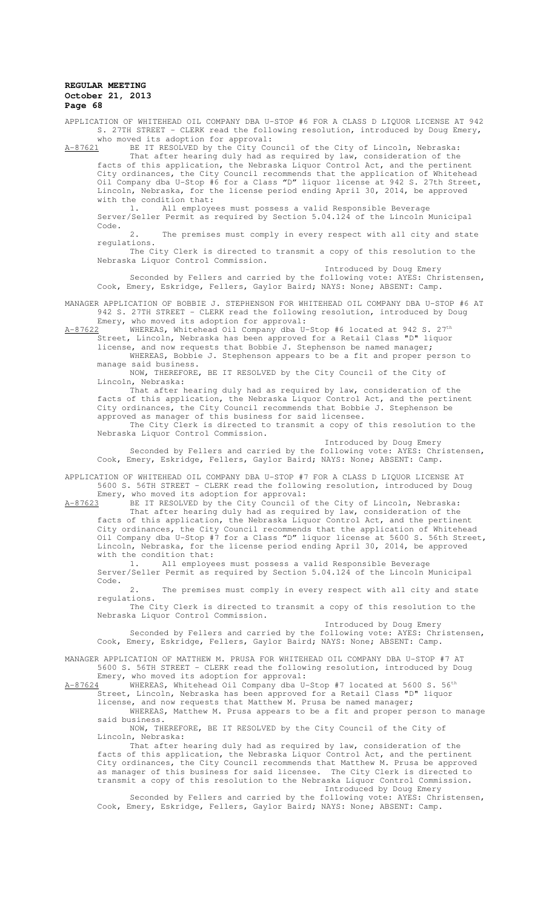APPLICATION OF WHITEHEAD OIL COMPANY DBA U-STOP #6 FOR A CLASS D LIQUOR LICENSE AT 942 S. 27TH STREET - CLERK read the following resolution, introduced by Doug Emery, who moved its adoption for approval:

A-87621 BE IT RESOLVED by the City Council of the City of Lincoln, Nebraska:

That after hearing duly had as required by law, consideration of the facts of this application, the Nebraska Liquor Control Act, and the pertinent City ordinances, the City Council recommends that the application of Whitehead Oil Company dba U-Stop #6 for a Class "D" liquor license at 942 S. 27th Street, Lincoln, Nebraska, for the license period ending April 30, 2014, be approved with the condition that:

1. All employees must possess a valid Responsible Beverage Server/Seller Permit as required by Section 5.04.124 of the Lincoln Municipal Code.

2. The premises must comply in every respect with all city and state regulations.

The City Clerk is directed to transmit a copy of this resolution to the Nebraska Liquor Control Commission.

Introduced by Doug Emery

Seconded by Fellers and carried by the following vote: AYES: Christensen, Cook, Emery, Eskridge, Fellers, Gaylor Baird; NAYS: None; ABSENT: Camp.

MANAGER APPLICATION OF BOBBIE J. STEPHENSON FOR WHITEHEAD OIL COMPANY DBA U-STOP #6 AT 942 S. 27TH STREET - CLERK read the following resolution, introduced by Doug Emery, who moved its adoption for approval:

A-87622 WHEREAS, Whitehead Oil Company dba U-Stop #6 located at 942 S. 27th Street, Lincoln, Nebraska has been approved for a Retail Class "D" liquor license, and now requests that Bobbie J. Stephenson be named manager;

WHEREAS, Bobbie J. Stephenson appears to be a fit and proper person to manage said business.

NOW, THEREFORE, BE IT RESOLVED by the City Council of the City of Lincoln, Nebraska:

That after hearing duly had as required by law, consideration of the facts of this application, the Nebraska Liquor Control Act, and the pertinent City ordinances, the City Council recommends that Bobbie J. Stephenson be approved as manager of this business for said licensee.

The City Clerk is directed to transmit a copy of this resolution to the Nebraska Liquor Control Commission.

Introduced by Doug Emery

Seconded by Fellers and carried by the following vote: AYES: Christensen, Cook, Emery, Eskridge, Fellers, Gaylor Baird; NAYS: None; ABSENT: Camp.

APPLICATION OF WHITEHEAD OIL COMPANY DBA U-STOP #7 FOR A CLASS D LIQUOR LICENSE AT 5600 S. 56TH STREET - CLERK read the following resolution, introduced by Doug Emery, who moved its adoption for approval:

A-87623 BE IT RESOLVED by the City Council of the City of Lincoln, Nebraska:

That after hearing duly had as required by law, consideration of the facts of this application, the Nebraska Liquor Control Act, and the pertinent City ordinances, the City Council recommends that the application of Whitehead Oil Company dba U-Stop #7 for a Class "D" liquor license at 5600 S. 56th Street, Lincoln, Nebraska, for the license period ending April 30, 2014, be approved with the condition that:

1. All employees must possess a valid Responsible Beverage Server/Seller Permit as required by Section 5.04.124 of the Lincoln Municipal Code.

2. The premises must comply in every respect with all city and state regulations.

The City Clerk is directed to transmit a copy of this resolution to the Nebraska Liquor Control Commission.

Introduced by Doug Emery

Seconded by Fellers and carried by the following vote: AYES: Christensen, Cook, Emery, Eskridge, Fellers, Gaylor Baird; NAYS: None; ABSENT: Camp.

MANAGER APPLICATION OF MATTHEW M. PRUSA FOR WHITEHEAD OIL COMPANY DBA U-STOP #7 AT 5600 S. 56TH STREET - CLERK read the following resolution, introduced by Doug Emery, who moved its adoption for approval:

A-87624 WHEREAS, Whitehead Oil Company dba U-Stop #7 located at 5600 S. 56th Street, Lincoln, Nebraska has been approved for a Retail Class "D" liquor license, and now requests that Matthew M. Prusa be named manager;

WHEREAS, Matthew M. Prusa appears to be a fit and proper person to manage said business.

NOW, THEREFORE, BE IT RESOLVED by the City Council of the City of Lincoln, Nebraska:

That after hearing duly had as required by law, consideration of the facts of this application, the Nebraska Liquor Control Act, and the pertinent City ordinances, the City Council recommends that Matthew M. Prusa be approved as manager of this business for said licensee. The City Clerk is directed to transmit a copy of this resolution to the Nebraska Liquor Control Commission.

Introduced by Doug Emery

Seconded by Fellers and carried by the following vote: AYES: Christensen, Cook, Emery, Eskridge, Fellers, Gaylor Baird; NAYS: None; ABSENT: Camp.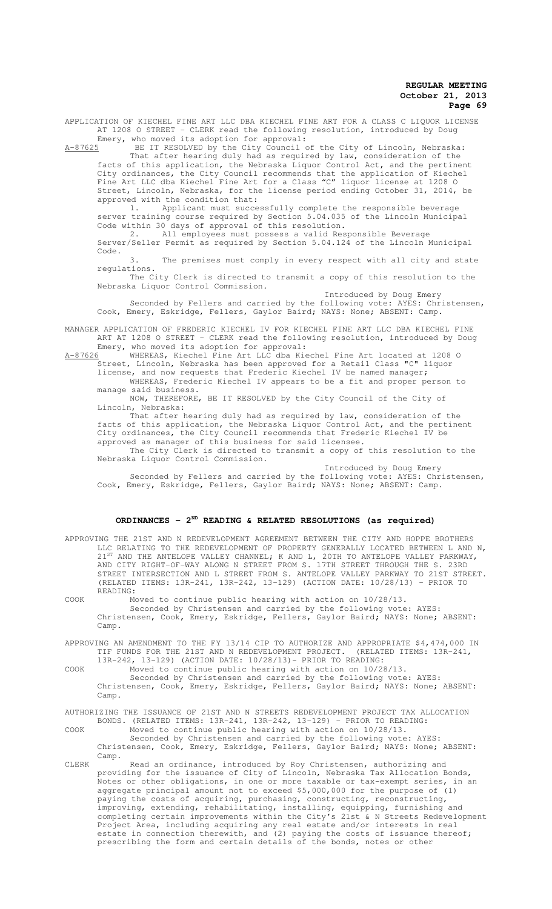APPLICATION OF KIECHEL FINE ART LLC DBA KIECHEL FINE ART FOR A CLASS C LIQUOR LICENSE AT 1208 O STREET - CLERK read the following resolution, introduced by Doug Emery, who moved its adoption for approval:

A-87625 BE IT RESOLVED by the City Council of the City of Lincoln, Nebraska:

That after hearing duly had as required by law, consideration of the facts of this application, the Nebraska Liquor Control Act, and the pertinent City ordinances, the City Council recommends that the application of Kiechel Fine Art LLC dba Kiechel Fine Art for a Class "C" liquor license at 1208 O Street, Lincoln, Nebraska, for the license period ending October 31, 2014, be approved with the condition that:

1. Applicant must successfully complete the responsible beverage server training course required by Section 5.04.035 of the Lincoln Municipal Code within 30 days of approval of this resolution.
2. All employees must possess a valid Responsible Beverage Server/Seller Permit as required by Section 5.04.124 of the Lincoln Municipal Code.
3. The premises must comply in every respect with all city and state regulations.

The City Clerk is directed to transmit a copy of this resolution to the Nebraska Liquor Control Commission.

Introduced by Doug Emery

Seconded by Fellers and carried by the following vote: AYES: Christensen, Cook, Emery, Eskridge, Fellers, Gaylor Baird; NAYS: None; ABSENT: Camp.

MANAGER APPLICATION OF FREDERIC KIECHEL IV FOR KIECHEL FINE ART LLC DBA KIECHEL FINE ART AT 1208 O STREET - CLERK read the following resolution, introduced by Doug Emery, who moved its adoption for approval:

A-87626 WHEREAS, Kiechel Fine Art LLC dba Kiechel Fine Art located at 1208 O Street, Lincoln, Nebraska has been approved for a Retail Class "C" liquor license, and now requests that Frederic Kiechel IV be named manager;

WHEREAS, Frederic Kiechel IV appears to be a fit and proper person to manage said business.

NOW, THEREFORE, BE IT RESOLVED by the City Council of the City of Lincoln, Nebraska:

That after hearing duly had as required by law, consideration of the facts of this application, the Nebraska Liquor Control Act, and the pertinent City ordinances, the City Council recommends that Frederic Kiechel IV be approved as manager of this business for said licensee.

The City Clerk is directed to transmit a copy of this resolution to the Nebraska Liquor Control Commission.

Introduced by Doug Emery

Seconded by Fellers and carried by the following vote: AYES: Christensen, Cook, Emery, Eskridge, Fellers, Gaylor Baird; NAYS: None; ABSENT: Camp.

## ORDINANCES - 2ND READING & RELATED RESOLUTIONS (as required)

APPROVING THE 21ST AND N REDEVELOPMENT AGREEMENT BETWEEN THE CITY AND HOPPE BROTHERS LLC RELATING TO THE REDEVELOPMENT OF PROPERTY GENERALLY LOCATED BETWEEN L AND N, 21ST AND THE ANTELOPE VALLEY CHANNEL; K AND L, 20TH TO ANTELOPE VALLEY PARKWAY, AND CITY RIGHT-OF-WAY ALONG N STREET FROM S. 17TH STREET THROUGH THE S. 23RD STREET INTERSECTION AND L STREET FROM S. ANTELOPE VALLEY PARKWAY TO 21ST STREET. (RELATED ITEMS: 13R-241, 13R-242, 13-129) (ACTION DATE: 10/28/13) - PRIOR TO READING:

COOK Moved to continue public hearing with action on 10/28/13.

Seconded by Christensen and carried by the following vote: AYES: Christensen, Cook, Emery, Eskridge, Fellers, Gaylor Baird; NAYS: None; ABSENT: Camp.

APPROVING AN AMENDMENT TO THE FY 13/14 CIP TO AUTHORIZE AND APPROPRIATE $4,474,000 IN TIF FUNDS FOR THE 21ST AND N REDEVELOPMENT PROJECT. (RELATED ITEMS: 13R-241, 13R-242, 13-129) (ACTION DATE: 10/28/13)- PRIOR TO READING:

COOK Moved to continue public hearing with action on 10/28/13.

Seconded by Christensen and carried by the following vote: AYES: Christensen, Cook, Emery, Eskridge, Fellers, Gaylor Baird; NAYS: None; ABSENT: Camp.

AUTHORIZING THE ISSUANCE OF 21ST AND N STREETS REDEVELOPMENT PROJECT TAX ALLOCATION BONDS. (RELATED ITEMS: 13R-241, 13R-242, 13-129) - PRIOR TO READING:

COOK Moved to continue public hearing with action on 10/28/13.

Seconded by Christensen and carried by the following vote: AYES: Christensen, Cook, Emery, Eskridge, Fellers, Gaylor Baird; NAYS: None; ABSENT: Camp.

CLERK Read an ordinance, introduced by Roy Christensen, authorizing and providing for the issuance of City of Lincoln, Nebraska Tax Allocation Bonds, Notes or other obligations, in one or more taxable or tax-exempt series, in an aggregate principal amount not to exceed $5,000,000 for the purpose of (1) paying the costs of acquiring, purchasing, constructing, reconstructing, improving, extending, rehabilitating, installing, equipping, furnishing and completing certain improvements within the City's 21st & N Streets Redevelopment Project Area, including acquiring any real estate and/or interests in real estate in connection therewith, and (2) paying the costs of issuance thereof; prescribing the form and certain details of the bonds, notes or other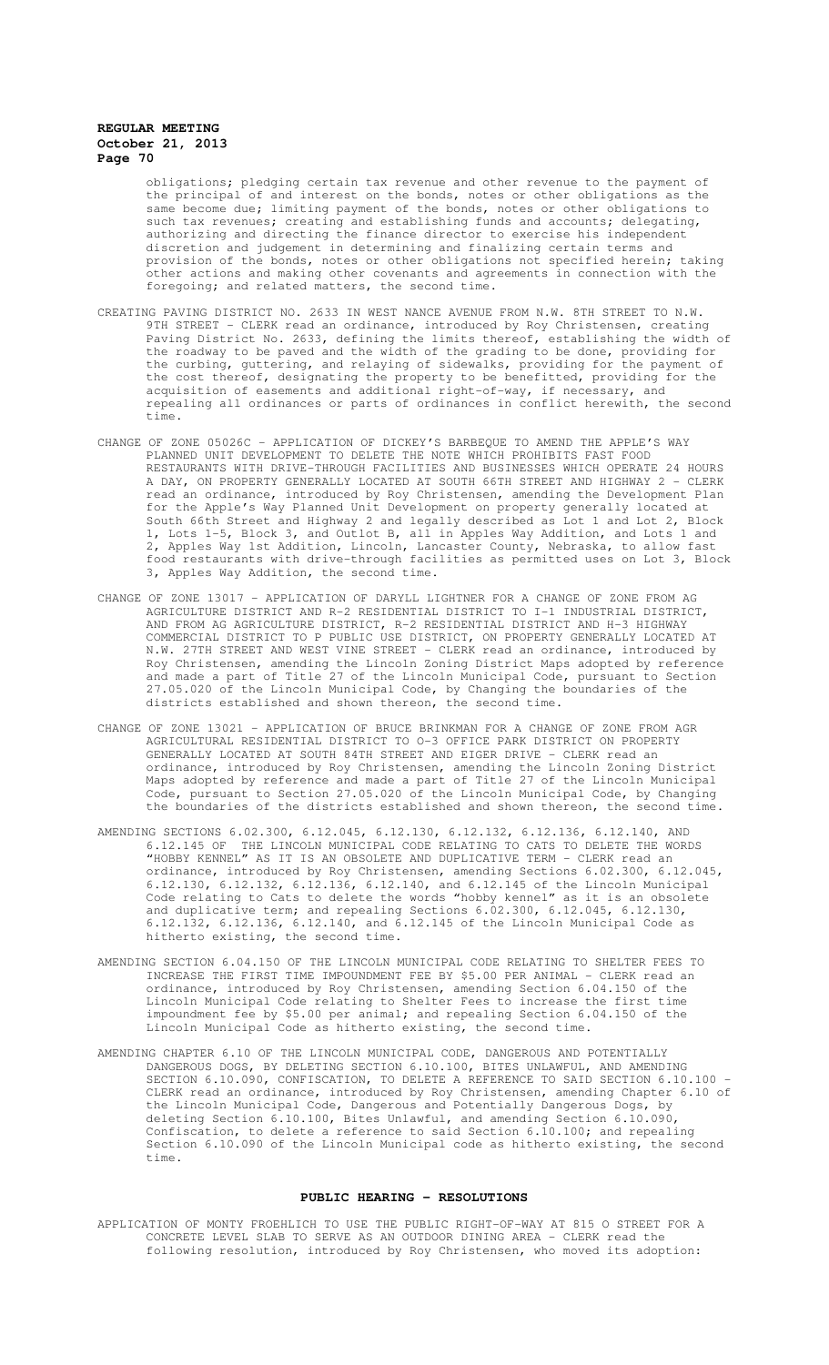obligations; pledging certain tax revenue and other revenue to the payment of the principal of and interest on the bonds, notes or other obligations as the same become due; limiting payment of the bonds, notes or other obligations to such tax revenues; creating and establishing funds and accounts; delegating, authorizing and directing the finance director to exercise his independent discretion and judgement in determining and finalizing certain terms and provision of the bonds, notes or other obligations not specified herein; taking other actions and making other covenants and agreements in connection with the foregoing; and related matters, the second time.

CREATING PAVING DISTRICT NO. 2633 IN WEST NANCE AVENUE FROM N.W. 8TH STREET TO N.W. 9TH STREET - CLERK read an ordinance, introduced by Roy Christensen, creating Paving District No. 2633, defining the limits thereof, establishing the width of the roadway to be paved and the width of the grading to be done, providing for the curbing, guttering, and relaying of sidewalks, providing for the payment of the cost thereof, designating the property to be benefitted, providing for the acquisition of easements and additional right-of-way, if necessary, and repealing all ordinances or parts of ordinances in conflict herewith, the second time.

CHANGE OF ZONE 05026C - APPLICATION OF DICKEY'S BARBEQUE TO AMEND THE APPLE'S WAY PLANNED UNIT DEVELOPMENT TO DELETE THE NOTE WHICH PROHIBITS FAST FOOD RESTAURANTS WITH DRIVE-THROUGH FACILITIES AND BUSINESSES WHICH OPERATE 24 HOURS A DAY, ON PROPERTY GENERALLY LOCATED AT SOUTH 66TH STREET AND HIGHWAY 2 - CLERK read an ordinance, introduced by Roy Christensen, amending the Development Plan for the Apple's Way Planned Unit Development on property generally located at South 66th Street and Highway 2 and legally described as Lot 1 and Lot 2, Block 1, Lots 1-5, Block 3, and Outlot B, all in Apples Way Addition, and Lots 1 and 2, Apples Way 1st Addition, Lincoln, Lancaster County, Nebraska, to allow fast food restaurants with drive-through facilities as permitted uses on Lot 3, Block 3, Apples Way Addition, the second time.

CHANGE OF ZONE 13017 - APPLICATION OF DARYLL LIGHTNER FOR A CHANGE OF ZONE FROM AG AGRICULTURE DISTRICT AND R-2 RESIDENTIAL DISTRICT TO I-1 INDUSTRIAL DISTRICT, AND FROM AG AGRICULTURE DISTRICT, R-2 RESIDENTIAL DISTRICT AND H-3 HIGHWAY COMMERCIAL DISTRICT TO P PUBLIC USE DISTRICT, ON PROPERTY GENERALLY LOCATED AT N.W. 27TH STREET AND WEST VINE STREET - CLERK read an ordinance, introduced by Roy Christensen, amending the Lincoln Zoning District Maps adopted by reference and made a part of Title 27 of the Lincoln Municipal Code, pursuant to Section 27.05.020 of the Lincoln Municipal Code, by Changing the boundaries of the districts established and shown thereon, the second time.

CHANGE OF ZONE 13021 - APPLICATION OF BRUCE BRINKMAN FOR A CHANGE OF ZONE FROM AGR AGRICULTURAL RESIDENTIAL DISTRICT TO O-3 OFFICE PARK DISTRICT ON PROPERTY GENERALLY LOCATED AT SOUTH 84TH STREET AND EIGER DRIVE - CLERK read an ordinance, introduced by Roy Christensen, amending the Lincoln Zoning District Maps adopted by reference and made a part of Title 27 of the Lincoln Municipal Code, pursuant to Section 27.05.020 of the Lincoln Municipal Code, by Changing the boundaries of the districts established and shown thereon, the second time.

AMENDING SECTIONS 6.02.300, 6.12.045, 6.12.130, 6.12.132, 6.12.136, 6.12.140, AND 6.12.145 OF THE LINCOLN MUNICIPAL CODE RELATING TO CATS TO DELETE THE WORDS "HOBBY KENNEL" AS IT IS AN OBSOLETE AND DUPLICATIVE TERM - CLERK read an ordinance, introduced by Roy Christensen, amending Sections 6.02.300, 6.12.045, 6.12.130, 6.12.132, 6.12.136, 6.12.140, and 6.12.145 of the Lincoln Municipal Code relating to Cats to delete the words "hobby kennel" as it is an obsolete and duplicative term; and repealing Sections 6.02.300, 6.12.045, 6.12.130, 6.12.132, 6.12.136, 6.12.140, and 6.12.145 of the Lincoln Municipal Code as hitherto existing, the second time.

AMENDING SECTION 6.04.150 OF THE LINCOLN MUNICIPAL CODE RELATING TO SHELTER FEES TO INCREASE THE FIRST TIME IMPOUNDMENT FEE BY $5.00 PER ANIMAL - CLERK read an ordinance, introduced by Roy Christensen, amending Section 6.04.150 of the Lincoln Municipal Code relating to Shelter Fees to increase the first time impoundment fee by $5.00 per animal; and repealing Section 6.04.150 of the Lincoln Municipal Code as hitherto existing, the second time.

AMENDING CHAPTER 6.10 OF THE LINCOLN MUNICIPAL CODE, DANGEROUS AND POTENTIALLY DANGEROUS DOGS, BY DELETING SECTION 6.10.100, BITES UNLAWFUL, AND AMENDING SECTION 6.10.090, CONFISCATION, TO DELETE A REFERENCE TO SAID SECTION 6.10.100 - CLERK read an ordinance, introduced by Roy Christensen, amending Chapter 6.10 of the Lincoln Municipal Code, Dangerous and Potentially Dangerous Dogs, by deleting Section 6.10.100, Bites Unlawful, and amending Section 6.10.090, Confiscation, to delete a reference to said Section 6.10.100; and repealing Section 6.10.090 of the Lincoln Municipal code as hitherto existing, the second time.

## PUBLIC HEARING - RESOLUTIONS

APPLICATION OF MONTY FROEHLICH TO USE THE PUBLIC RIGHT-OF-WAY AT 815 O STREET FOR A CONCRETE LEVEL SLAB TO SERVE AS AN OUTDOOR DINING AREA - CLERK read the following resolution, introduced by Roy Christensen, who moved its adoption: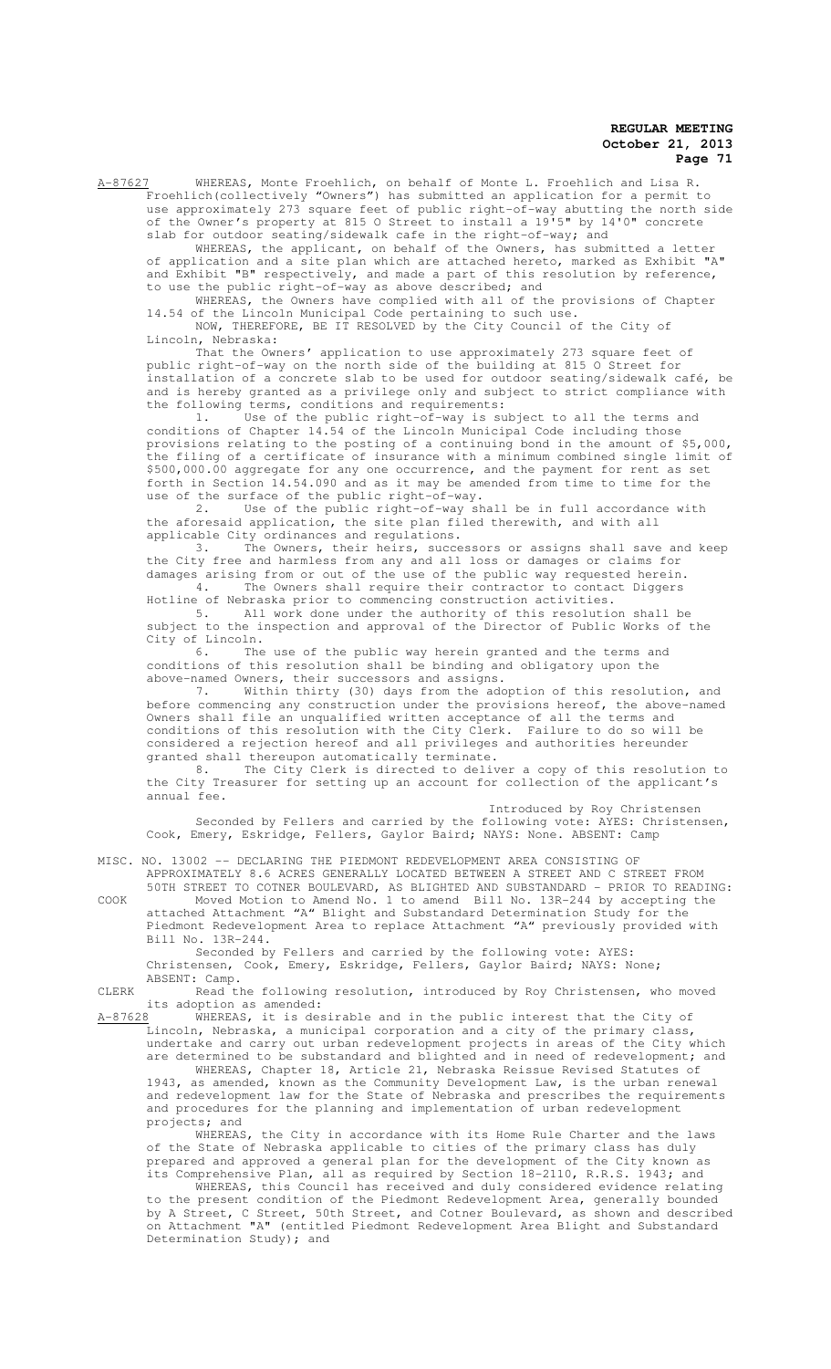A-87627 WHEREAS, Monte Froehlich, on behalf of Monte L. Froehlich and Lisa R. Froehlich(collectively "Owners") has submitted an application for a permit to use approximately 273 square feet of public right-of-way abutting the north side of the Owner's property at 815 O Street to install a 19'5" by 14'0" concrete slab for outdoor seating/sidewalk cafe in the right-of-way; and

WHEREAS, the applicant, on behalf of the Owners, has submitted a letter of application and a site plan which are attached hereto, marked as Exhibit "A" and Exhibit "B" respectively, and made a part of this resolution by reference, to use the public right-of-way as above described; and

WHEREAS, the Owners have complied with all of the provisions of Chapter 14.54 of the Lincoln Municipal Code pertaining to such use.

NOW, THEREFORE, BE IT RESOLVED by the City Council of the City of Lincoln, Nebraska:

That the Owners' application to use approximately 273 square feet of public right-of-way on the north side of the building at 815 O Street for installation of a concrete slab to be used for outdoor seating/sidewalk café, be and is hereby granted as a privilege only and subject to strict compliance with the following terms, conditions and requirements:

1. Use of the public right-of-way is subject to all the terms and conditions of Chapter 14.54 of the Lincoln Municipal Code including those provisions relating to the posting of a continuing bond in the amount of $5,000, the filing of a certificate of insurance with a minimum combined single limit of $500,000.00 aggregate for any one occurrence, and the payment for rent as set forth in Section 14.54.090 and as it may be amended from time to time for the use of the surface of the public right-of-way.

2. Use of the public right-of-way shall be in full accordance with the aforesaid application, the site plan filed therewith, and with all applicable City ordinances and regulations.

3. The Owners, their heirs, successors or assigns shall save and keep the City free and harmless from any and all loss or damages or claims for damages arising from or out of the use of the public way requested herein.

4. The Owners shall require their contractor to contact Diggers Hotline of Nebraska prior to commencing construction activities.

5. All work done under the authority of this resolution shall be subject to the inspection and approval of the Director of Public Works of the City of Lincoln.

6. The use of the public way herein granted and the terms and conditions of this resolution shall be binding and obligatory upon the above-named Owners, their successors and assigns.

7. Within thirty (30) days from the adoption of this resolution, and before commencing any construction under the provisions hereof, the above-named Owners shall file an unqualified written acceptance of all the terms and conditions of this resolution with the City Clerk. Failure to do so will be considered a rejection hereof and all privileges and authorities hereunder granted shall thereupon automatically terminate.

8. The City Clerk is directed to deliver a copy of this resolution to the City Treasurer for setting up an account for collection of the applicant's annual fee.

Introduced by Roy Christensen

Seconded by Fellers and carried by the following vote: AYES: Christensen, Cook, Emery, Eskridge, Fellers, Gaylor Baird; NAYS: None. ABSENT: Camp

MISC. NO. 13002 -- DECLARING THE PIEDMONT REDEVELOPMENT AREA CONSISTING OF APPROXIMATELY 8.6 ACRES GENERALLY LOCATED BETWEEN A STREET AND C STREET FROM 50TH STREET TO COTNER BOULEVARD, AS BLIGHTED AND SUBSTANDARD - PRIOR TO READING:

COOK Moved Motion to Amend No. 1 to amend Bill No. 13R-244 by accepting the attached Attachment "A" Blight and Substandard Determination Study for the Piedmont Redevelopment Area to replace Attachment "A" previously provided with Bill No. 13R-244.

Seconded by Fellers and carried by the following vote: AYES: Christensen, Cook, Emery, Eskridge, Fellers, Gaylor Baird; NAYS: None; ABSENT: Camp.

CLERK Read the following resolution, introduced by Roy Christensen, who moved its adoption as amended:

A-87628 WHEREAS, it is desirable and in the public interest that the City of Lincoln, Nebraska, a municipal corporation and a city of the primary class, undertake and carry out urban redevelopment projects in areas of the City which are determined to be substandard and blighted and in need of redevelopment; and

WHEREAS, Chapter 18, Article 21, Nebraska Reissue Revised Statutes of 1943, as amended, known as the Community Development Law, is the urban renewal and redevelopment law for the State of Nebraska and prescribes the requirements and procedures for the planning and implementation of urban redevelopment projects; and

WHEREAS, the City in accordance with its Home Rule Charter and the laws of the State of Nebraska applicable to cities of the primary class has duly prepared and approved a general plan for the development of the City known as its Comprehensive Plan, all as required by Section 18-2110, R.R.S. 1943; and

WHEREAS, this Council has received and duly considered evidence relating to the present condition of the Piedmont Redevelopment Area, generally bounded by A Street, C Street, 50th Street, and Cotner Boulevard, as shown and described on Attachment "A" (entitled Piedmont Redevelopment Area Blight and Substandard Determination Study); and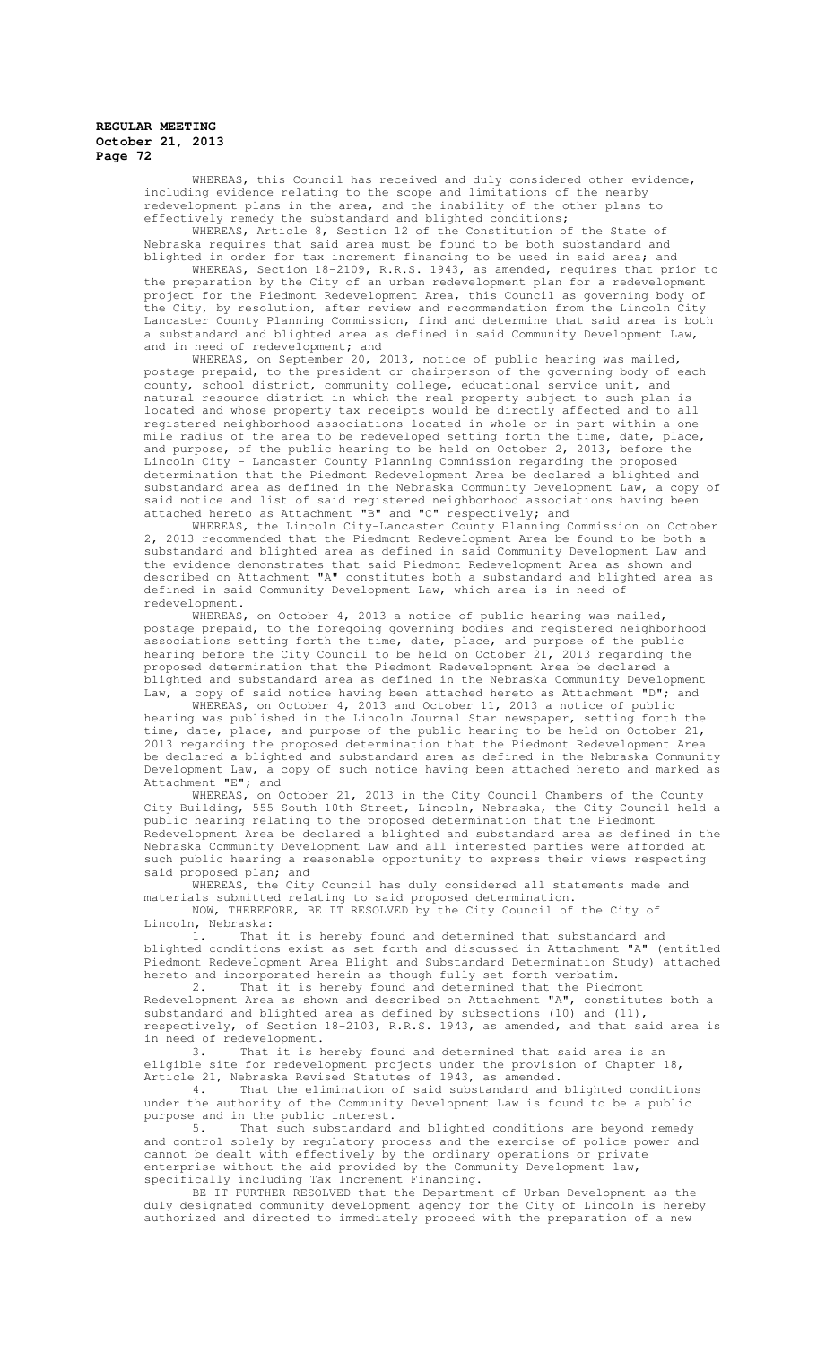WHEREAS, this Council has received and duly considered other evidence, including evidence relating to the scope and limitations of the nearby redevelopment plans in the area, and the inability of the other plans to effectively remedy the substandard and blighted conditions;

WHEREAS, Article 8, Section 12 of the Constitution of the State of Nebraska requires that said area must be found to be both substandard and blighted in order for tax increment financing to be used in said area; and

WHEREAS, Section 18-2109, R.R.S. 1943, as amended, requires that prior to the preparation by the City of an urban redevelopment plan for a redevelopment project for the Piedmont Redevelopment Area, this Council as governing body of the City, by resolution, after review and recommendation from the Lincoln City Lancaster County Planning Commission, find and determine that said area is both a substandard and blighted area as defined in said Community Development Law, and in need of redevelopment; and

WHEREAS, on September 20, 2013, notice of public hearing was mailed, postage prepaid, to the president or chairperson of the governing body of each county, school district, community college, educational service unit, and natural resource district in which the real property subject to such plan is located and whose property tax receipts would be directly affected and to all registered neighborhood associations located in whole or in part within a one mile radius of the area to be redeveloped setting forth the time, date, place, and purpose, of the public hearing to be held on October 2, 2013, before the Lincoln City - Lancaster County Planning Commission regarding the proposed determination that the Piedmont Redevelopment Area be declared a blighted and substandard area as defined in the Nebraska Community Development Law, a copy of said notice and list of said registered neighborhood associations having been attached hereto as Attachment "B" and "C" respectively; and

WHEREAS, the Lincoln City-Lancaster County Planning Commission on October 2, 2013 recommended that the Piedmont Redevelopment Area be found to be both a substandard and blighted area as defined in said Community Development Law and the evidence demonstrates that said Piedmont Redevelopment Area as shown and described on Attachment "A" constitutes both a substandard and blighted area as defined in said Community Development Law, which area is in need of redevelopment.

WHEREAS, on October 4, 2013 a notice of public hearing was mailed, postage prepaid, to the foregoing governing bodies and registered neighborhood associations setting forth the time, date, place, and purpose of the public hearing before the City Council to be held on October 21, 2013 regarding the proposed determination that the Piedmont Redevelopment Area be declared a blighted and substandard area as defined in the Nebraska Community Development Law, a copy of said notice having been attached hereto as Attachment "D"; and

WHEREAS, on October 4, 2013 and October 11, 2013 a notice of public hearing was published in the Lincoln Journal Star newspaper, setting forth the time, date, place, and purpose of the public hearing to be held on October 21, 2013 regarding the proposed determination that the Piedmont Redevelopment Area be declared a blighted and substandard area as defined in the Nebraska Community Development Law, a copy of such notice having been attached hereto and marked as Attachment "E"; and

WHEREAS, on October 21, 2013 in the City Council Chambers of the County City Building, 555 South 10th Street, Lincoln, Nebraska, the City Council held a public hearing relating to the proposed determination that the Piedmont Redevelopment Area be declared a blighted and substandard area as defined in the Nebraska Community Development Law and all interested parties were afforded at such public hearing a reasonable opportunity to express their views respecting said proposed plan; and

WHEREAS, the City Council has duly considered all statements made and materials submitted relating to said proposed determination.

NOW, THEREFORE, BE IT RESOLVED by the City Council of the City of Lincoln, Nebraska:

1. That it is hereby found and determined that substandard and blighted conditions exist as set forth and discussed in Attachment "A" (entitled Piedmont Redevelopment Area Blight and Substandard Determination Study) attached hereto and incorporated herein as though fully set forth verbatim.

2. That it is hereby found and determined that the Piedmont Redevelopment Area as shown and described on Attachment "A", constitutes both a substandard and blighted area as defined by subsections (10) and (11), respectively, of Section 18-2103, R.R.S. 1943, as amended, and that said area is in need of redevelopment.

3. That it is hereby found and determined that said area is an eligible site for redevelopment projects under the provision of Chapter 18, Article 21, Nebraska Revised Statutes of 1943, as amended.

4. That the elimination of said substandard and blighted conditions under the authority of the Community Development Law is found to be a public purpose and in the public interest.

5. That such substandard and blighted conditions are beyond remedy and control solely by regulatory process and the exercise of police power and cannot be dealt with effectively by the ordinary operations or private enterprise without the aid provided by the Community Development law, specifically including Tax Increment Financing.

BE IT FURTHER RESOLVED that the Department of Urban Development as the duly designated community development agency for the City of Lincoln is hereby authorized and directed to immediately proceed with the preparation of a new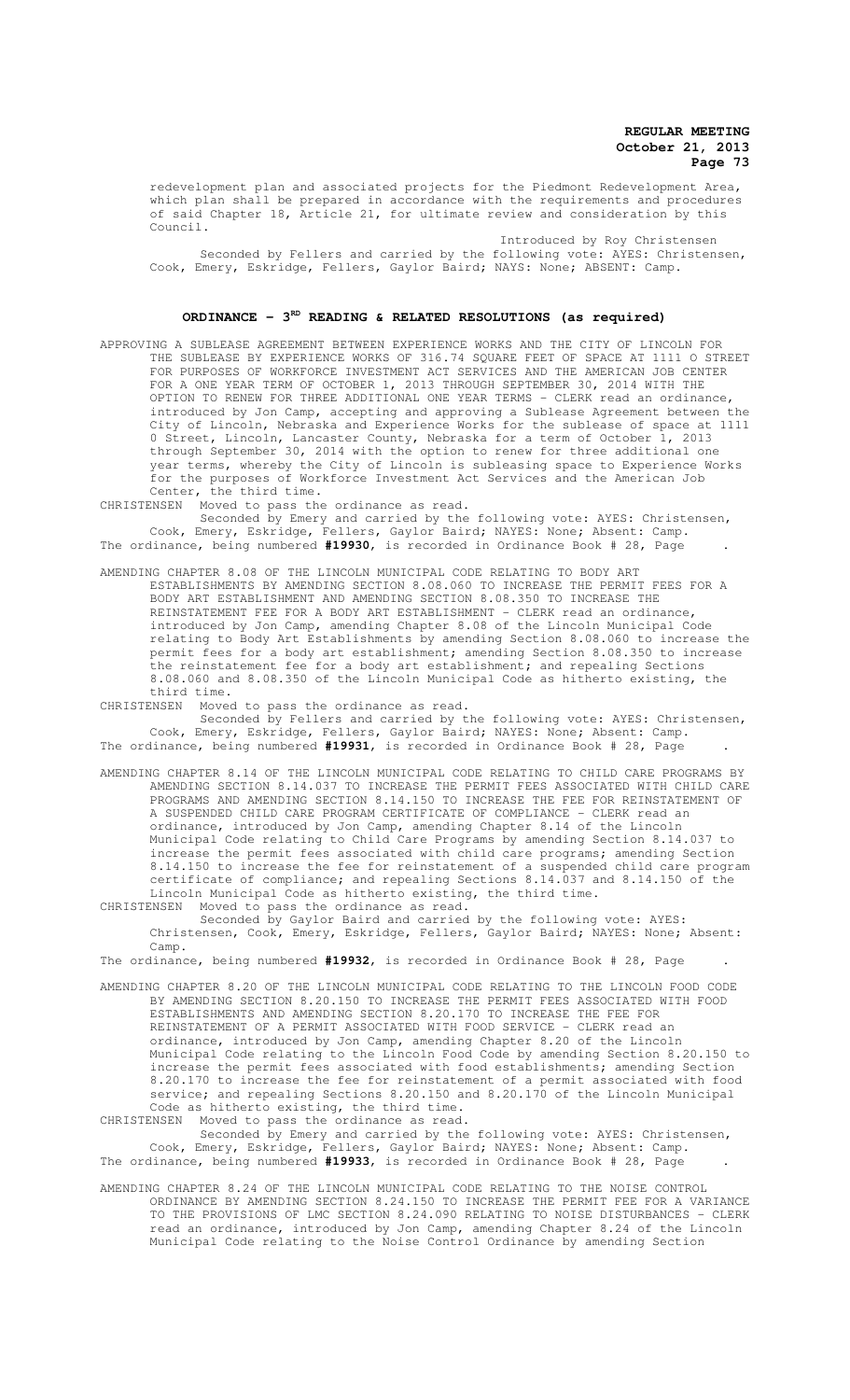redevelopment plan and associated projects for the Piedmont Redevelopment Area, which plan shall be prepared in accordance with the requirements and procedures of said Chapter 18, Article 21, for ultimate review and consideration by this Council.

Introduced by Roy Christensen

Seconded by Fellers and carried by the following vote: AYES: Christensen, Cook, Emery, Eskridge, Fellers, Gaylor Baird; NAYS: None; ABSENT: Camp.

## ORDINANCE – 3RD READING & RELATED RESOLUTIONS (as required)

APPROVING A SUBLEASE AGREEMENT BETWEEN EXPERIENCE WORKS AND THE CITY OF LINCOLN FOR THE SUBLEASE BY EXPERIENCE WORKS OF 316.74 SQUARE FEET OF SPACE AT 1111 O STREET FOR PURPOSES OF WORKFORCE INVESTMENT ACT SERVICES AND THE AMERICAN JOB CENTER FOR A ONE YEAR TERM OF OCTOBER 1, 2013 THROUGH SEPTEMBER 30, 2014 WITH THE OPTION TO RENEW FOR THREE ADDITIONAL ONE YEAR TERMS - CLERK read an ordinance, introduced by Jon Camp, accepting and approving a Sublease Agreement between the City of Lincoln, Nebraska and Experience Works for the sublease of space at 1111 O Street, Lincoln, Lancaster County, Nebraska for a term of October 1, 2013 through September 30, 2014 with the option to renew for three additional one year terms, whereby the City of Lincoln is subleasing space to Experience Works for the purposes of Workforce Investment Act Services and the American Job Center, the third time.

CHRISTENSEN Moved to pass the ordinance as read.

Seconded by Emery and carried by the following vote: AYES: Christensen, Cook, Emery, Eskridge, Fellers, Gaylor Baird; NAYES: None; Absent: Camp.

The ordinance, being numbered **#19930**, is recorded in Ordinance Book # 28, Page .

AMENDING CHAPTER 8.08 OF THE LINCOLN MUNICIPAL CODE RELATING TO BODY ART ESTABLISHMENTS BY AMENDING SECTION 8.08.060 TO INCREASE THE PERMIT FEES FOR A BODY ART ESTABLISHMENT AND AMENDING SECTION 8.08.350 TO INCREASE THE REINSTATEMENT FEE FOR A BODY ART ESTABLISHMENT - CLERK read an ordinance, introduced by Jon Camp, amending Chapter 8.08 of the Lincoln Municipal Code relating to Body Art Establishments by amending Section 8.08.060 to increase the permit fees for a body art establishment; amending Section 8.08.350 to increase the reinstatement fee for a body art establishment; and repealing Sections 8.08.060 and 8.08.350 of the Lincoln Municipal Code as hitherto existing, the third time.

CHRISTENSEN Moved to pass the ordinance as read.

Seconded by Fellers and carried by the following vote: AYES: Christensen, Cook, Emery, Eskridge, Fellers, Gaylor Baird; NAYES: None; Absent: Camp.

The ordinance, being numbered **#19931**, is recorded in Ordinance Book # 28, Page .

AMENDING CHAPTER 8.14 OF THE LINCOLN MUNICIPAL CODE RELATING TO CHILD CARE PROGRAMS BY AMENDING SECTION 8.14.037 TO INCREASE THE PERMIT FEES ASSOCIATED WITH CHILD CARE PROGRAMS AND AMENDING SECTION 8.14.150 TO INCREASE THE FEE FOR REINSTATEMENT OF A SUSPENDED CHILD CARE PROGRAM CERTIFICATE OF COMPLIANCE - CLERK read an ordinance, introduced by Jon Camp, amending Chapter 8.14 of the Lincoln Municipal Code relating to Child Care Programs by amending Section 8.14.037 to increase the permit fees associated with child care programs; amending Section 8.14.150 to increase the fee for reinstatement of a suspended child care program certificate of compliance; and repealing Sections 8.14.037 and 8.14.150 of the Lincoln Municipal Code as hitherto existing, the third time.

CHRISTENSEN Moved to pass the ordinance as read.

Seconded by Gaylor Baird and carried by the following vote: AYES: Christensen, Cook, Emery, Eskridge, Fellers, Gaylor Baird; NAYES: None; Absent: Camp.

The ordinance, being numbered **#19932**, is recorded in Ordinance Book # 28, Page .

AMENDING CHAPTER 8.20 OF THE LINCOLN MUNICIPAL CODE RELATING TO THE LINCOLN FOOD CODE BY AMENDING SECTION 8.20.150 TO INCREASE THE PERMIT FEES ASSOCIATED WITH FOOD ESTABLISHMENTS AND AMENDING SECTION 8.20.170 TO INCREASE THE FEE FOR REINSTATEMENT OF A PERMIT ASSOCIATED WITH FOOD SERVICE - CLERK read an ordinance, introduced by Jon Camp, amending Chapter 8.20 of the Lincoln Municipal Code relating to the Lincoln Food Code by amending Section 8.20.150 to increase the permit fees associated with food establishments; amending Section 8.20.170 to increase the fee for reinstatement of a permit associated with food service; and repealing Sections 8.20.150 and 8.20.170 of the Lincoln Municipal Code as hitherto existing, the third time.

CHRISTENSEN Moved to pass the ordinance as read.

Seconded by Emery and carried by the following vote: AYES: Christensen, Cook, Emery, Eskridge, Fellers, Gaylor Baird; NAYES: None; Absent: Camp.

The ordinance, being numbered **#19933**, is recorded in Ordinance Book # 28, Page .

AMENDING CHAPTER 8.24 OF THE LINCOLN MUNICIPAL CODE RELATING TO THE NOISE CONTROL ORDINANCE BY AMENDING SECTION 8.24.150 TO INCREASE THE PERMIT FEE FOR A VARIANCE TO THE PROVISIONS OF LMC SECTION 8.24.090 RELATING TO NOISE DISTURBANCES - CLERK read an ordinance, introduced by Jon Camp, amending Chapter 8.24 of the Lincoln Municipal Code relating to the Noise Control Ordinance by amending Section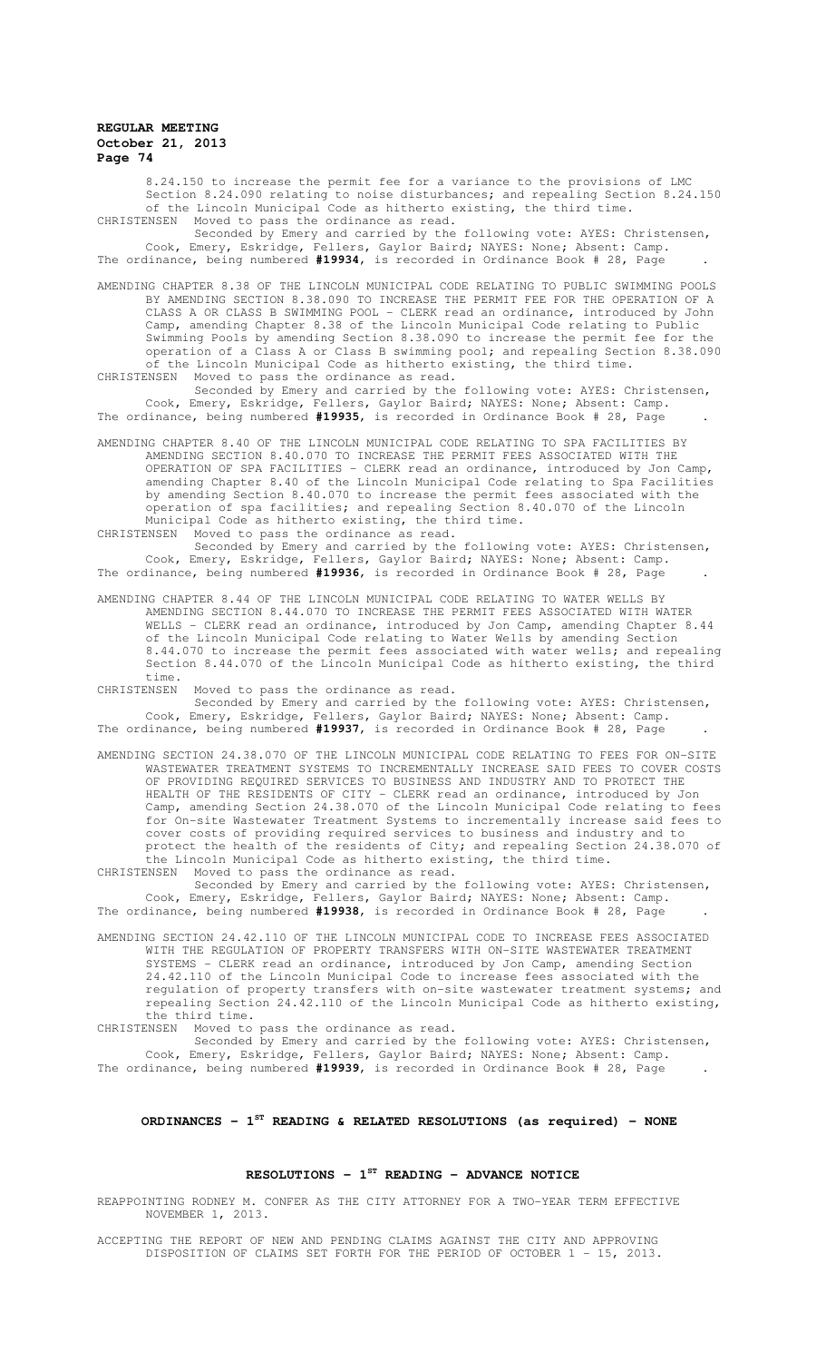8.24.150 to increase the permit fee for a variance to the provisions of LMC Section 8.24.090 relating to noise disturbances; and repealing Section 8.24.150 of the Lincoln Municipal Code as hitherto existing, the third time.

CHRISTENSEN Moved to pass the ordinance as read.

Seconded by Emery and carried by the following vote: AYES: Christensen, Cook, Emery, Eskridge, Fellers, Gaylor Baird; NAYES: None; Absent: Camp.

The ordinance, being numbered **#19934**, is recorded in Ordinance Book # 28, Page .

AMENDING CHAPTER 8.38 OF THE LINCOLN MUNICIPAL CODE RELATING TO PUBLIC SWIMMING POOLS BY AMENDING SECTION 8.38.090 TO INCREASE THE PERMIT FEE FOR THE OPERATION OF A CLASS A OR CLASS B SWIMMING POOL - CLERK read an ordinance, introduced by John Camp, amending Chapter 8.38 of the Lincoln Municipal Code relating to Public Swimming Pools by amending Section 8.38.090 to increase the permit fee for the operation of a Class A or Class B swimming pool; and repealing Section 8.38.090 of the Lincoln Municipal Code as hitherto existing, the third time.

CHRISTENSEN Moved to pass the ordinance as read.

Seconded by Emery and carried by the following vote: AYES: Christensen, Cook, Emery, Eskridge, Fellers, Gaylor Baird; NAYES: None; Absent: Camp.

The ordinance, being numbered **#19935**, is recorded in Ordinance Book # 28, Page .

AMENDING CHAPTER 8.40 OF THE LINCOLN MUNICIPAL CODE RELATING TO SPA FACILITIES BY AMENDING SECTION 8.40.070 TO INCREASE THE PERMIT FEES ASSOCIATED WITH THE OPERATION OF SPA FACILITIES - CLERK read an ordinance, introduced by Jon Camp, amending Chapter 8.40 of the Lincoln Municipal Code relating to Spa Facilities by amending Section 8.40.070 to increase the permit fees associated with the operation of spa facilities; and repealing Section 8.40.070 of the Lincoln Municipal Code as hitherto existing, the third time.

CHRISTENSEN Moved to pass the ordinance as read.

Seconded by Emery and carried by the following vote: AYES: Christensen, Cook, Emery, Eskridge, Fellers, Gaylor Baird; NAYES: None; Absent: Camp.

The ordinance, being numbered **#19936**, is recorded in Ordinance Book # 28, Page .

AMENDING CHAPTER 8.44 OF THE LINCOLN MUNICIPAL CODE RELATING TO WATER WELLS BY AMENDING SECTION 8.44.070 TO INCREASE THE PERMIT FEES ASSOCIATED WITH WATER WELLS - CLERK read an ordinance, introduced by Jon Camp, amending Chapter 8.44 of the Lincoln Municipal Code relating to Water Wells by amending Section 8.44.070 to increase the permit fees associated with water wells; and repealing Section 8.44.070 of the Lincoln Municipal Code as hitherto existing, the third time.

CHRISTENSEN Moved to pass the ordinance as read.

Seconded by Emery and carried by the following vote: AYES: Christensen, Cook, Emery, Eskridge, Fellers, Gaylor Baird; NAYES: None; Absent: Camp.

The ordinance, being numbered **#19937**, is recorded in Ordinance Book # 28, Page .

AMENDING SECTION 24.38.070 OF THE LINCOLN MUNICIPAL CODE RELATING TO FEES FOR ON-SITE WASTEWATER TREATMENT SYSTEMS TO INCREMENTALLY INCREASE SAID FEES TO COVER COSTS OF PROVIDING REQUIRED SERVICES TO BUSINESS AND INDUSTRY AND TO PROTECT THE HEALTH OF THE RESIDENTS OF CITY - CLERK read an ordinance, introduced by Jon Camp, amending Section 24.38.070 of the Lincoln Municipal Code relating to fees for On-site Wastewater Treatment Systems to incrementally increase said fees to cover costs of providing required services to business and industry and to protect the health of the residents of City; and repealing Section 24.38.070 of the Lincoln Municipal Code as hitherto existing, the third time.

CHRISTENSEN Moved to pass the ordinance as read.

Seconded by Emery and carried by the following vote: AYES: Christensen, Cook, Emery, Eskridge, Fellers, Gaylor Baird; NAYES: None; Absent: Camp.

The ordinance, being numbered **#19938**, is recorded in Ordinance Book # 28, Page .

AMENDING SECTION 24.42.110 OF THE LINCOLN MUNICIPAL CODE TO INCREASE FEES ASSOCIATED WITH THE REGULATION OF PROPERTY TRANSFERS WITH ON-SITE WASTEWATER TREATMENT SYSTEMS - CLERK read an ordinance, introduced by Jon Camp, amending Section 24.42.110 of the Lincoln Municipal Code to increase fees associated with the regulation of property transfers with on-site wastewater treatment systems; and repealing Section 24.42.110 of the Lincoln Municipal Code as hitherto existing, the third time.

CHRISTENSEN Moved to pass the ordinance as read.

Seconded by Emery and carried by the following vote: AYES: Christensen, Cook, Emery, Eskridge, Fellers, Gaylor Baird; NAYES: None; Absent: Camp.

The ordinance, being numbered **#19939**, is recorded in Ordinance Book # 28, Page .

## ORDINANCES - 1ST READING & RELATED RESOLUTIONS (as required) - NONE

## RESOLUTIONS - 1ST READING - ADVANCE NOTICE

REAPPOINTING RODNEY M. CONFER AS THE CITY ATTORNEY FOR A TWO-YEAR TERM EFFECTIVE NOVEMBER 1, 2013.

ACCEPTING THE REPORT OF NEW AND PENDING CLAIMS AGAINST THE CITY AND APPROVING DISPOSITION OF CLAIMS SET FORTH FOR THE PERIOD OF OCTOBER 1 - 15, 2013.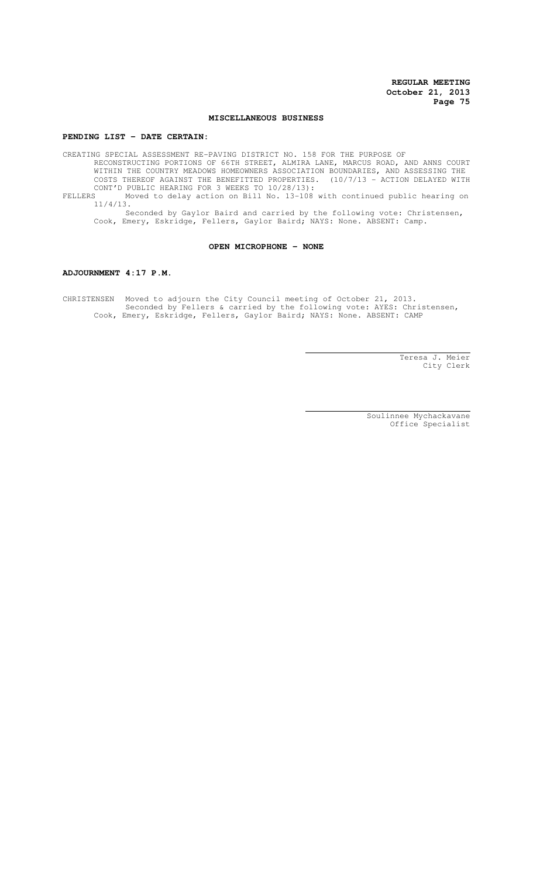## MISCELLANEOUS BUSINESS

### PENDING LIST – DATE CERTAIN:

CREATING SPECIAL ASSESSMENT RE-PAVING DISTRICT NO. 158 FOR THE PURPOSE OF RECONSTRUCTING PORTIONS OF 66TH STREET, ALMIRA LANE, MARCUS ROAD, AND ANNS COURT WITHIN THE COUNTRY MEADOWS HOMEOWNERS ASSOCIATION BOUNDARIES, AND ASSESSING THE COSTS THEREOF AGAINST THE BENEFITTED PROPERTIES. (10/7/13 - ACTION DELAYED WITH CONT'D PUBLIC HEARING FOR 3 WEEKS TO 10/28/13):

FELLERS Moved to delay action on Bill No. 13-108 with continued public hearing on 11/4/13.

Seconded by Gaylor Baird and carried by the following vote: Christensen, Cook, Emery, Eskridge, Fellers, Gaylor Baird; NAYS: None. ABSENT: Camp.

## OPEN MICROPHONE – NONE

### ADJOURNMENT 4:17 P.M.

CHRISTENSEN Moved to adjourn the City Council meeting of October 21, 2013.

Seconded by Fellers & carried by the following vote: AYES: Christensen, Cook, Emery, Eskridge, Fellers, Gaylor Baird; NAYS: None. ABSENT: CAMP

Teresa J. Meier
City Clerk

Soulinnee Mychackavane
Office Specialist